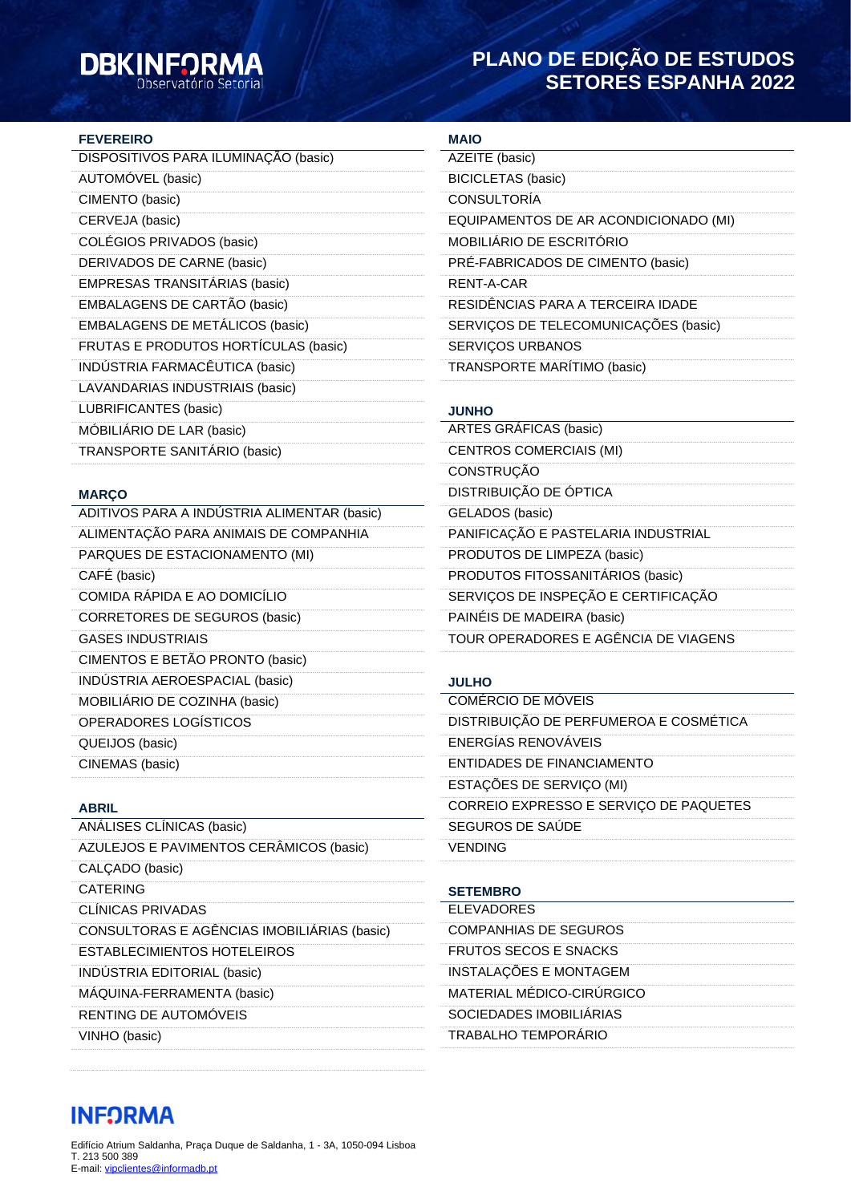DBKINFORMA
Observatório Setorial

# PLANO DE EDIÇÃO DE ESTUDOS SETORES ESPANHA 2022

## FEVEREIRO

- DISPOSITIVOS PARA ILUMINAÇÃO (basic)
- AUTOMÓVEL (basic)
- CIMENTO (basic)
- CERVEJA (basic)
- COLÉGIOS PRIVADOS (basic)
- DERIVADOS DE CARNE (basic)
- EMPRESAS TRANSITÁRIAS (basic)
- EMBALAGENS DE CARTÃO (basic)
- EMBALAGENS DE METÁLICOS (basic)
- FRUTAS E PRODUTOS HORTÍCULAS (basic)
- INDÚSTRIA FARMACÊUTICA (basic)
- LAVANDARIAS INDUSTRIAIS (basic)
- LUBRIFICANTES (basic)
- MÓBILIÁRIO DE LAR (basic)
- TRANSPORTE SANITÁRIO (basic)

## MARÇO

- ADITIVOS PARA A INDÚSTRIA ALIMENTAR (basic)
- ALIMENTAÇÃO PARA ANIMAIS DE COMPANHIA
- PARQUES DE ESTACIONAMENTO (MI)
- CAFÉ (basic)
- COMIDA RÁPIDA E AO DOMICÍLIO
- CORRETORES DE SEGUROS (basic)
- GASES INDUSTRIAIS
- CIMENTOS E BETÃO PRONTO (basic)
- INDÚSTRIA AEROESPACIAL (basic)
- MOBILIÁRIO DE COZINHA (basic)
- OPERADORES LOGÍSTICOS
- QUEIJOS (basic)
- CINEMAS (basic)

## ABRIL

- ANÁLISES CLÍNICAS (basic)
- AZULEJOS E PAVIMENTOS CERÂMICOS (basic)
- CALÇADO (basic)
- CATERING
- CLÍNICAS PRIVADAS
- CONSULTORAS E AGÊNCIAS IMOBILIÁRIAS (basic)
- ESTABLECIMIENTOS HOTELEIROS
- INDÚSTRIA EDITORIAL (basic)
- MÁQUINA-FERRAMENTA (basic)
- RENTING DE AUTOMÓVEIS
- VINHO (basic)

## MAIO

- AZEITE (basic)
- BICICLETAS (basic)
- CONSULTORÍA
- EQUIPAMENTOS DE AR ACONDICIONADO (MI)
- MOBILIÁRIO DE ESCRITÓRIO
- PRÉ-FABRICADOS DE CIMENTO (basic)
- RENT-A-CAR
- RESIDÊNCIAS PARA A TERCEIRA IDADE
- SERVIÇOS DE TELECOMUNICAÇÕES (basic)
- SERVIÇOS URBANOS
- TRANSPORTE MARÍTIMO (basic)

## JUNHO

- ARTES GRÁFICAS (basic)
- CENTROS COMERCIAIS (MI)
- CONSTRUÇÃO
- DISTRIBUIÇÃO DE ÓPTICA
- GELADOS (basic)
- PANIFICAÇÃO E PASTELARIA INDUSTRIAL
- PRODUTOS DE LIMPEZA (basic)
- PRODUTOS FITOSSANITÁRIOS (basic)
- SERVIÇOS DE INSPEÇÃO E CERTIFICAÇÃO
- PAINÉIS DE MADEIRA (basic)
- TOUR OPERADORES E AGÊNCIA DE VIAGENS

## JULHO

- COMÉRCIO DE MÓVEIS
- DISTRIBUIÇÃO DE PERFUMEROA E COSMÉTICA
- ENERGÍAS RENOVÁVEIS
- ENTIDADES DE FINANCIAMENTO
- ESTAÇÕES DE SERVIÇO (MI)
- CORREIO EXPRESSO E SERVIÇO DE PAQUETES
- SEGUROS DE SAÚDE
- VENDING

## SETEMBRO

- ELEVADORES
- COMPANHIAS DE SEGUROS
- FRUTOS SECOS E SNACKS
- INSTALAÇÕES E MONTAGEM
- MATERIAL MÉDICO-CIRÚRGICO
- SOCIEDADES IMOBILIÁRIAS
- TRABALHO TEMPORÁRIO

INFORMA

Edifício Atrium Saldanha, Praça Duque de Saldanha, 1 - 3A, 1050-094 Lisboa
T. 213 500 389
E-mail: vipclientes@informadb.pt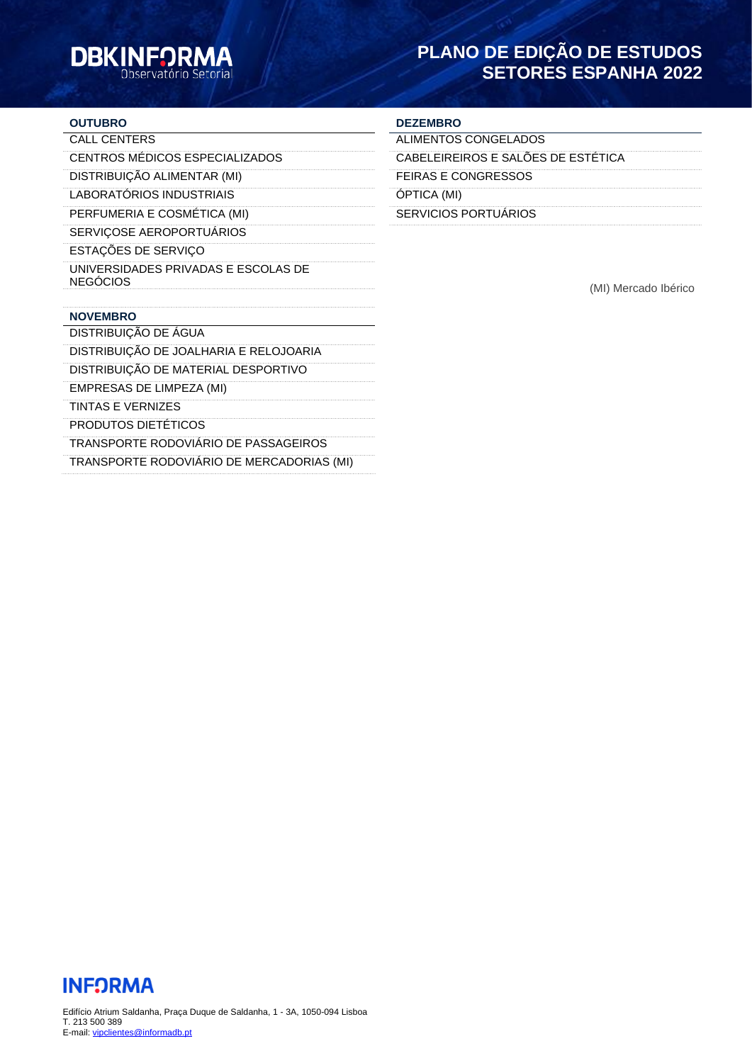# PLANO DE EDIÇÃO DE ESTUDOS SETORES ESPANHA 2022

DBKINFORMA
Observatório Setorial

### OUTUBRO

- CALL CENTERS
- CENTROS MÉDICOS ESPECIALIZADOS
- DISTRIBUIÇÃO ALIMENTAR (MI)
- LABORATÓRIOS INDUSTRIAIS
- PERFUMERIA E COSMÉTICA (MI)
- SERVIÇOSE AEROPORTUÁRIOS
- ESTAÇÕES DE SERVIÇO
- UNIVERSIDADES PRIVADAS E ESCOLAS DE NEGÓCIOS

### NOVEMBRO

- DISTRIBUIÇÃO DE ÁGUA
- DISTRIBUIÇÃO DE JOALHARIA E RELOJOARIA
- DISTRIBUIÇÃO DE MATERIAL DESPORTIVO
- EMPRESAS DE LIMPEZA (MI)
- TINTAS E VERNIZES
- PRODUTOS DIETÉTICOS
- TRANSPORTE RODOVIÁRIO DE PASSAGEIROS
- TRANSPORTE RODOVIÁRIO DE MERCADORIAS (MI)

### DEZEMBRO

- ALIMENTOS CONGELADOS
- CABELEIREIROS E SALÕES DE ESTÉTICA
- FEIRAS E CONGRESSOS
- ÓPTICA (MI)
- SERVICIOS PORTUÁRIOS

(MI) Mercado Ibérico

INFORMA

Edifício Atrium Saldanha, Praça Duque de Saldanha, 1 - 3A, 1050-094 Lisboa
T. 213 500 389
E-mail: vipclientes@informadb.pt